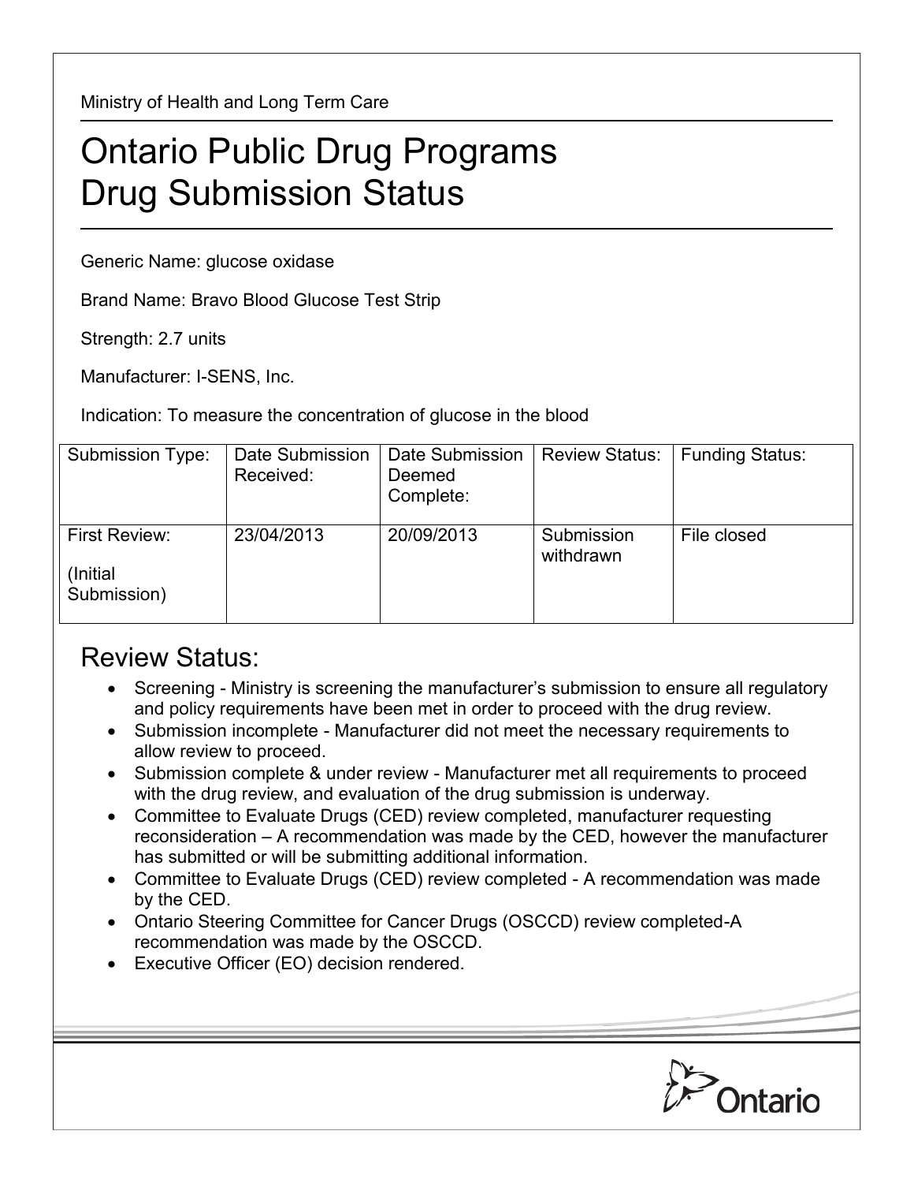Ministry of Health and Long Term Care

# Ontario Public Drug Programs
# Drug Submission Status

Generic Name: glucose oxidase

Brand Name: Bravo Blood Glucose Test Strip

Strength: 2.7 units

Manufacturer: I-SENS, Inc.

Indication: To measure the concentration of glucose in the blood

| Submission Type: | Date Submission Received: | Date Submission Deemed Complete: | Review Status: | Funding Status: |
|---|---|---|---|---|
| First Review: (Initial Submission) | 23/04/2013 | 20/09/2013 | Submission withdrawn | File closed |

## Review Status:

- Screening - Ministry is screening the manufacturer's submission to ensure all regulatory and policy requirements have been met in order to proceed with the drug review.
- Submission incomplete - Manufacturer did not meet the necessary requirements to allow review to proceed.
- Submission complete & under review - Manufacturer met all requirements to proceed with the drug review, and evaluation of the drug submission is underway.
- Committee to Evaluate Drugs (CED) review completed, manufacturer requesting reconsideration – A recommendation was made by the CED, however the manufacturer has submitted or will be submitting additional information.
- Committee to Evaluate Drugs (CED) review completed - A recommendation was made by the CED.
- Ontario Steering Committee for Cancer Drugs (OSCCD) review completed-A recommendation was made by the OSCCD.
- Executive Officer (EO) decision rendered.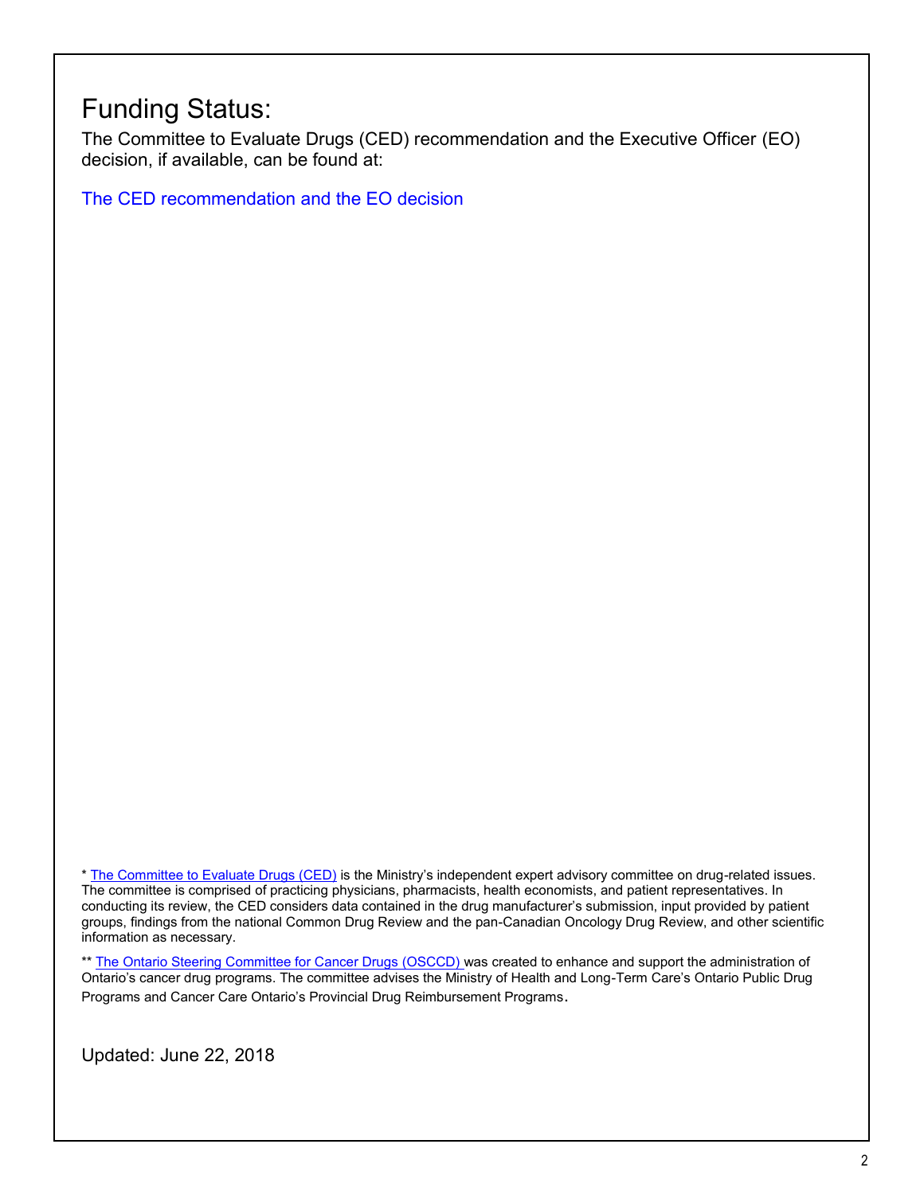# Funding Status:

The Committee to Evaluate Drugs (CED) recommendation and the Executive Officer (EO) decision, if available, can be found at:

The CED recommendation and the EO decision

* The Committee to Evaluate Drugs (CED) is the Ministry's independent expert advisory committee on drug-related issues. The committee is comprised of practicing physicians, pharmacists, health economists, and patient representatives. In conducting its review, the CED considers data contained in the drug manufacturer's submission, input provided by patient groups, findings from the national Common Drug Review and the pan-Canadian Oncology Drug Review, and other scientific information as necessary.

** The Ontario Steering Committee for Cancer Drugs (OSCCD) was created to enhance and support the administration of Ontario's cancer drug programs. The committee advises the Ministry of Health and Long-Term Care's Ontario Public Drug Programs and Cancer Care Ontario's Provincial Drug Reimbursement Programs.

Updated: June 22, 2018